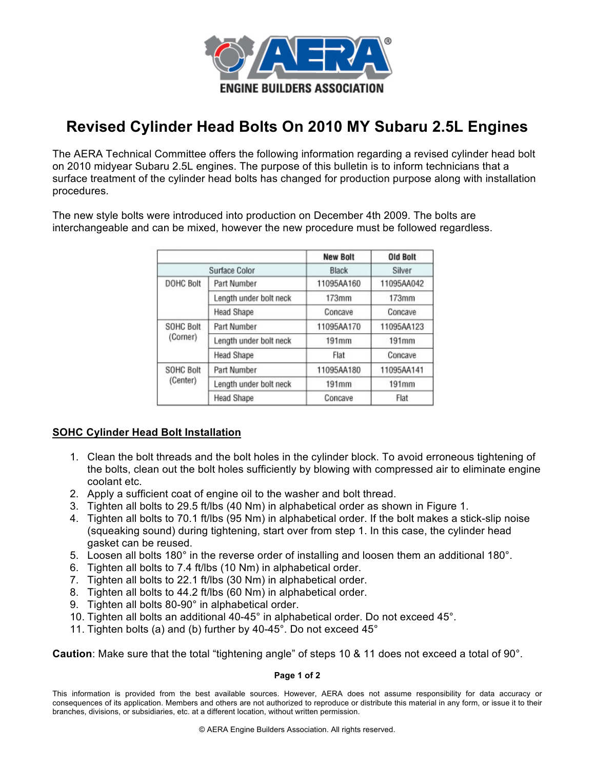**AERA® ENGINE BUILDERS ASSOCIATION**

# Revised Cylinder Head Bolts On 2010 MY Subaru 2.5L Engines

The AERA Technical Committee offers the following information regarding a revised cylinder head bolt on 2010 midyear Subaru 2.5L engines. The purpose of this bulletin is to inform technicians that a surface treatment of the cylinder head bolts has changed for production purpose along with installation procedures.

The new style bolts were introduced into production on December 4th 2009. The bolts are interchangeable and can be mixed, however the new procedure must be followed regardless.

| | | New Bolt | Old Bolt |
|---|---|---|---|
| Surface Color | | Black | Silver |
| DOHC Bolt | Part Number | 11095AA160 | 11095AA042 |
| | Length under bolt neck | 173mm | 173mm |
| | Head Shape | Concave | Concave |
| SOHC Bolt (Corner) | Part Number | 11095AA170 | 11095AA123 |
| | Length under bolt neck | 191mm | 191mm |
| | Head Shape | Flat | Concave |
| SOHC Bolt (Center) | Part Number | 11095AA180 | 11095AA141 |
| | Length under bolt neck | 191mm | 191mm |
| | Head Shape | Concave | Flat |

## SOHC Cylinder Head Bolt Installation

1. Clean the bolt threads and the bolt holes in the cylinder block. To avoid erroneous tightening of the bolts, clean out the bolt holes sufficiently by blowing with compressed air to eliminate engine coolant etc.
2. Apply a sufficient coat of engine oil to the washer and bolt thread.
3. Tighten all bolts to 29.5 ft/lbs (40 Nm) in alphabetical order as shown in Figure 1.
4. Tighten all bolts to 70.1 ft/lbs (95 Nm) in alphabetical order. If the bolt makes a stick-slip noise (squeaking sound) during tightening, start over from step 1. In this case, the cylinder head gasket can be reused.
5. Loosen all bolts 180° in the reverse order of installing and loosen them an additional 180°.
6. Tighten all bolts to 7.4 ft/lbs (10 Nm) in alphabetical order.
7. Tighten all bolts to 22.1 ft/lbs (30 Nm) in alphabetical order.
8. Tighten all bolts to 44.2 ft/lbs (60 Nm) in alphabetical order.
9. Tighten all bolts 80-90° in alphabetical order.
10. Tighten all bolts an additional 40-45° in alphabetical order. Do not exceed 45°.
11. Tighten bolts (a) and (b) further by 40-45°. Do not exceed 45°

**Caution**: Make sure that the total "tightening angle" of steps 10 & 11 does not exceed a total of 90°.

This information is provided from the best available sources. However, AERA does not assume responsibility for data accuracy or consequences of its application. Members and others are not authorized to reproduce or distribute this material in any form, or issue it to their branches, divisions, or subsidiaries, etc. at a different location, without written permission.

© AERA Engine Builders Association. All rights reserved.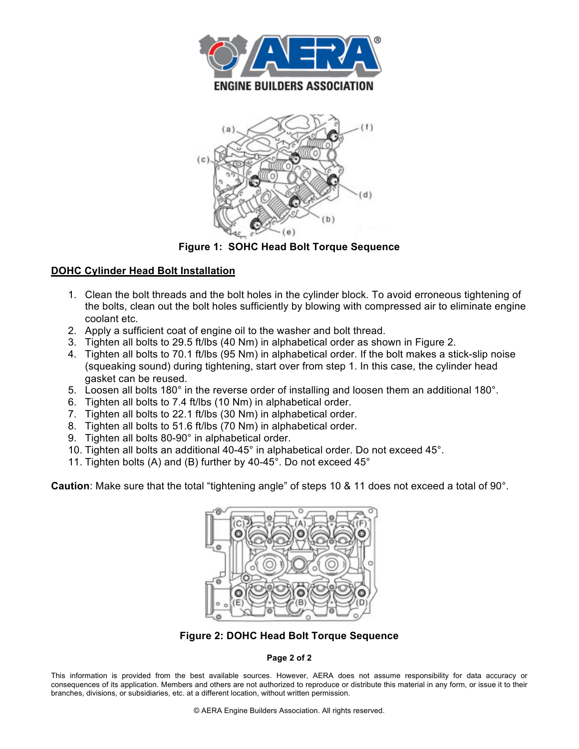Figure 1: SOHC Head Bolt Torque Sequence

## DOHC Cylinder Head Bolt Installation

1. Clean the bolt threads and the bolt holes in the cylinder block. To avoid erroneous tightening of the bolts, clean out the bolt holes sufficiently by blowing with compressed air to eliminate engine coolant etc.
2. Apply a sufficient coat of engine oil to the washer and bolt thread.
3. Tighten all bolts to 29.5 ft/lbs (40 Nm) in alphabetical order as shown in Figure 2.
4. Tighten all bolts to 70.1 ft/lbs (95 Nm) in alphabetical order. If the bolt makes a stick-slip noise (squeaking sound) during tightening, start over from step 1. In this case, the cylinder head gasket can be reused.
5. Loosen all bolts 180° in the reverse order of installing and loosen them an additional 180°.
6. Tighten all bolts to 7.4 ft/lbs (10 Nm) in alphabetical order.
7. Tighten all bolts to 22.1 ft/lbs (30 Nm) in alphabetical order.
8. Tighten all bolts to 51.6 ft/lbs (70 Nm) in alphabetical order.
9. Tighten all bolts 80-90° in alphabetical order.
10. Tighten all bolts an additional 40-45° in alphabetical order. Do not exceed 45°.
11. Tighten bolts (A) and (B) further by 40-45°. Do not exceed 45°

**Caution**: Make sure that the total "tightening angle" of steps 10 & 11 does not exceed a total of 90°.

Figure 2: DOHC Head Bolt Torque Sequence

This information is provided from the best available sources. However, AERA does not assume responsibility for data accuracy or consequences of its application. Members and others are not authorized to reproduce or distribute this material in any form, or issue it to their branches, divisions, or subsidiaries, etc. at a different location, without written permission.

© AERA Engine Builders Association. All rights reserved.